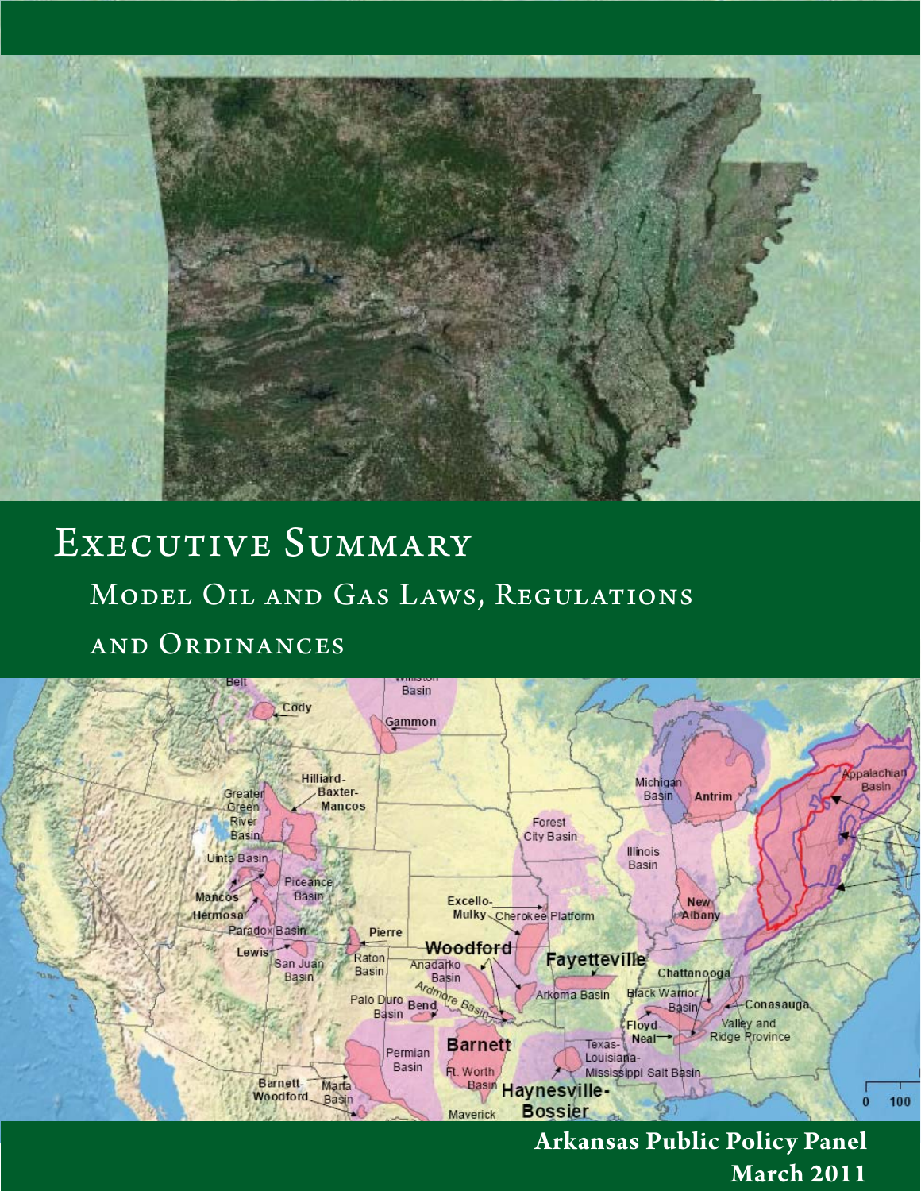# Executive Summary

## Model Oil and Gas Laws, Regulations and Ordinances

**Arkansas Public Policy Panel**
**March 2011**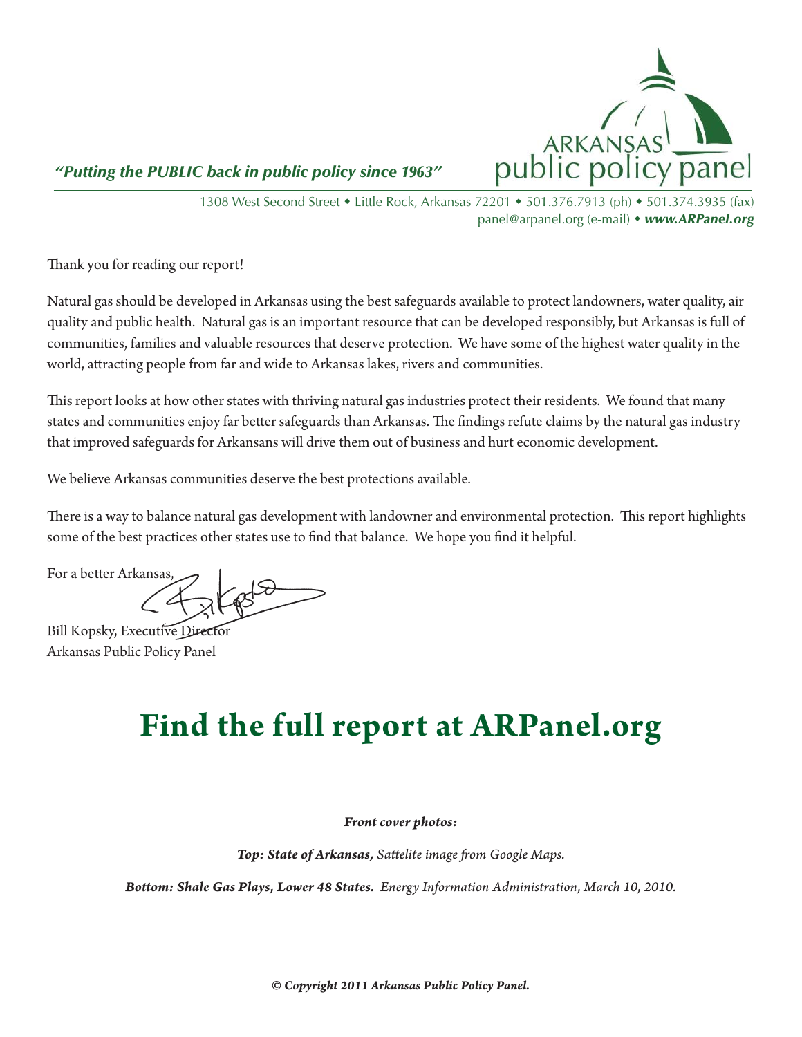*"Putting the PUBLIC back in public policy since 1963"*

ARKANSAS public policy panel

1308 West Second Street ◆ Little Rock, Arkansas 72201 ◆ 501.376.7913 (ph) ◆ 501.374.3935 (fax)
panel@arpanel.org (e-mail) ◆ ***www.ARPanel.org***

Thank you for reading our report!

Natural gas should be developed in Arkansas using the best safeguards available to protect landowners, water quality, air quality and public health. Natural gas is an important resource that can be developed responsibly, but Arkansas is full of communities, families and valuable resources that deserve protection. We have some of the highest water quality in the world, attracting people from far and wide to Arkansas lakes, rivers and communities.

This report looks at how other states with thriving natural gas industries protect their residents. We found that many states and communities enjoy far better safeguards than Arkansas. The findings refute claims by the natural gas industry that improved safeguards for Arkansans will drive them out of business and hurt economic development.

We believe Arkansas communities deserve the best protections available.

There is a way to balance natural gas development with landowner and environmental protection. This report highlights some of the best practices other states use to find that balance. We hope you find it helpful.

For a better Arkansas,

Bill Kopsky, Executive Director
Arkansas Public Policy Panel

# Find the full report at ARPanel.org

***Front cover photos:***

***Top: State of Arkansas,*** *Sattelite image from Google Maps.*

***Bottom: Shale Gas Plays, Lower 48 States.*** *Energy Information Administration, March 10, 2010.*

***© Copyright 2011 Arkansas Public Policy Panel.***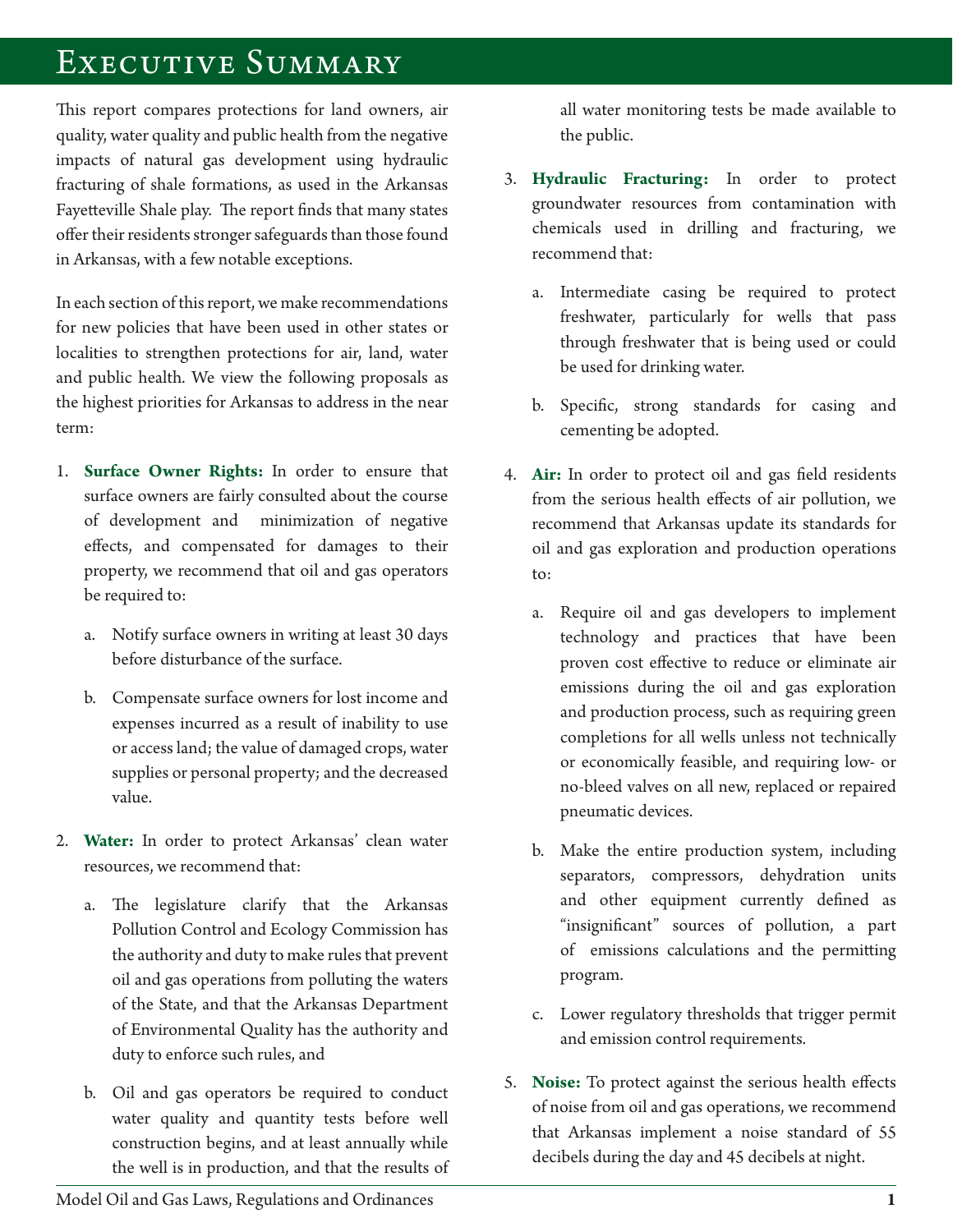# Executive Summary

This report compares protections for land owners, air quality, water quality and public health from the negative impacts of natural gas development using hydraulic fracturing of shale formations, as used in the Arkansas Fayetteville Shale play. The report finds that many states offer their residents stronger safeguards than those found in Arkansas, with a few notable exceptions.

In each section of this report, we make recommendations for new policies that have been used in other states or localities to strengthen protections for air, land, water and public health. We view the following proposals as the highest priorities for Arkansas to address in the near term:

1. **Surface Owner Rights:** In order to ensure that surface owners are fairly consulted about the course of development and minimization of negative effects, and compensated for damages to their property, we recommend that oil and gas operators be required to:

   a. Notify surface owners in writing at least 30 days before disturbance of the surface.

   b. Compensate surface owners for lost income and expenses incurred as a result of inability to use or access land; the value of damaged crops, water supplies or personal property; and the decreased value.

2. **Water:** In order to protect Arkansas' clean water resources, we recommend that:

   a. The legislature clarify that the Arkansas Pollution Control and Ecology Commission has the authority and duty to make rules that prevent oil and gas operations from polluting the waters of the State, and that the Arkansas Department of Environmental Quality has the authority and duty to enforce such rules, and

   b. Oil and gas operators be required to conduct water quality and quantity tests before well construction begins, and at least annually while the well is in production, and that the results of all water monitoring tests be made available to the public.

3. **Hydraulic Fracturing:** In order to protect groundwater resources from contamination with chemicals used in drilling and fracturing, we recommend that:

   a. Intermediate casing be required to protect freshwater, particularly for wells that pass through freshwater that is being used or could be used for drinking water.

   b. Specific, strong standards for casing and cementing be adopted.

4. **Air:** In order to protect oil and gas field residents from the serious health effects of air pollution, we recommend that Arkansas update its standards for oil and gas exploration and production operations to:

   a. Require oil and gas developers to implement technology and practices that have been proven cost effective to reduce or eliminate air emissions during the oil and gas exploration and production process, such as requiring green completions for all wells unless not technically or economically feasible, and requiring low- or no-bleed valves on all new, replaced or repaired pneumatic devices.

   b. Make the entire production system, including separators, compressors, dehydration units and other equipment currently defined as "insignificant" sources of pollution, a part of emissions calculations and the permitting program.

   c. Lower regulatory thresholds that trigger permit and emission control requirements.

5. **Noise:** To protect against the serious health effects of noise from oil and gas operations, we recommend that Arkansas implement a noise standard of 55 decibels during the day and 45 decibels at night.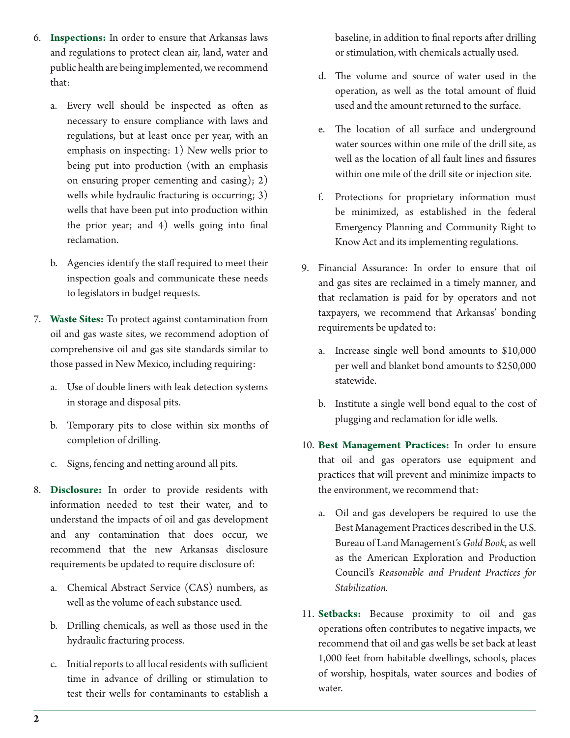6. **Inspections:** In order to ensure that Arkansas laws and regulations to protect clean air, land, water and public health are being implemented, we recommend that:

    a. Every well should be inspected as often as necessary to ensure compliance with laws and regulations, but at least once per year, with an emphasis on inspecting: 1) New wells prior to being put into production (with an emphasis on ensuring proper cementing and casing); 2) wells while hydraulic fracturing is occurring; 3) wells that have been put into production within the prior year; and 4) wells going into final reclamation.

    b. Agencies identify the staff required to meet their inspection goals and communicate these needs to legislators in budget requests.

7. **Waste Sites:** To protect against contamination from oil and gas waste sites, we recommend adoption of comprehensive oil and gas site standards similar to those passed in New Mexico, including requiring:

    a. Use of double liners with leak detection systems in storage and disposal pits.

    b. Temporary pits to close within six months of completion of drilling.

    c. Signs, fencing and netting around all pits.

8. **Disclosure:** In order to provide residents with information needed to test their water, and to understand the impacts of oil and gas development and any contamination that does occur, we recommend that the new Arkansas disclosure requirements be updated to require disclosure of:

    a. Chemical Abstract Service (CAS) numbers, as well as the volume of each substance used.

    b. Drilling chemicals, as well as those used in the hydraulic fracturing process.

    c. Initial reports to all local residents with sufficient time in advance of drilling or stimulation to test their wells for contaminants to establish a baseline, in addition to final reports after drilling or stimulation, with chemicals actually used.

    d. The volume and source of water used in the operation, as well as the total amount of fluid used and the amount returned to the surface.

    e. The location of all surface and underground water sources within one mile of the drill site, as well as the location of all fault lines and fissures within one mile of the drill site or injection site.

    f. Protections for proprietary information must be minimized, as established in the federal Emergency Planning and Community Right to Know Act and its implementing regulations.

9. Financial Assurance: In order to ensure that oil and gas sites are reclaimed in a timely manner, and that reclamation is paid for by operators and not taxpayers, we recommend that Arkansas' bonding requirements be updated to:

    a. Increase single well bond amounts to $10,000 per well and blanket bond amounts to $250,000 statewide.

    b. Institute a single well bond equal to the cost of plugging and reclamation for idle wells.

10. **Best Management Practices:** In order to ensure that oil and gas operators use equipment and practices that will prevent and minimize impacts to the environment, we recommend that:

    a. Oil and gas developers be required to use the Best Management Practices described in the U.S. Bureau of Land Management's *Gold Book*, as well as the American Exploration and Production Council's *Reasonable and Prudent Practices for Stabilization.*

11. **Setbacks:** Because proximity to oil and gas operations often contributes to negative impacts, we recommend that oil and gas wells be set back at least 1,000 feet from habitable dwellings, schools, places of worship, hospitals, water sources and bodies of water.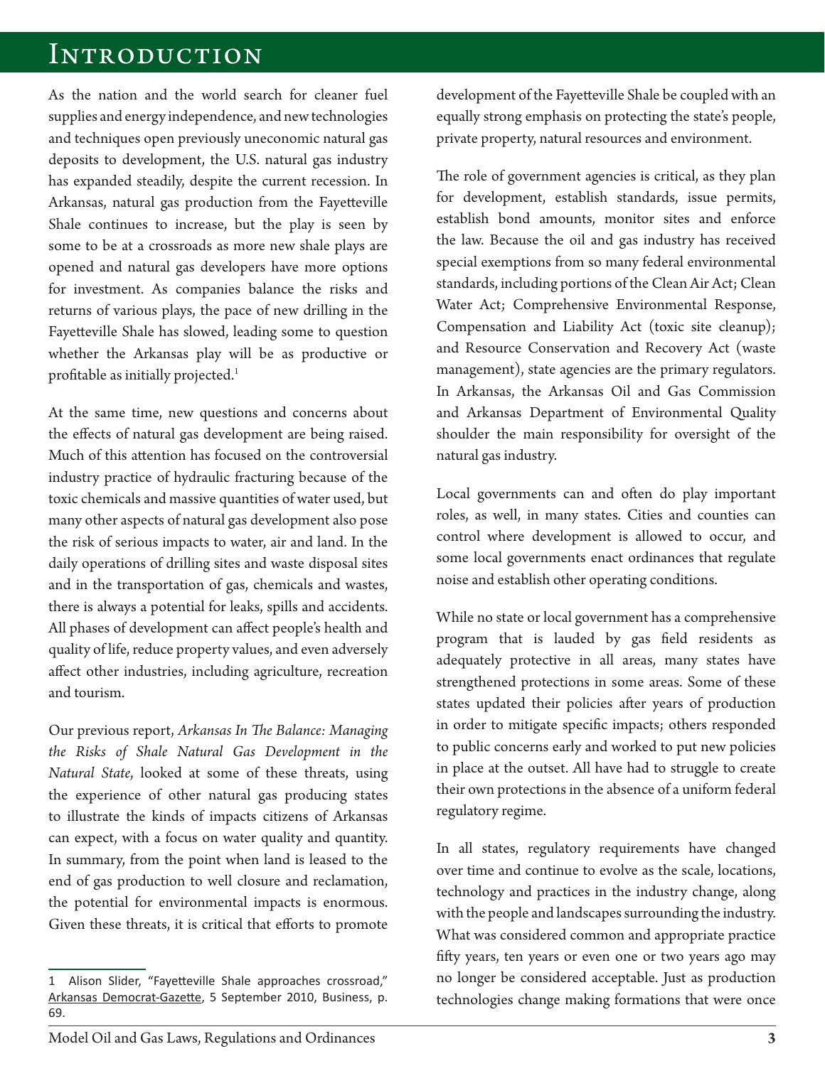# Introduction

As the nation and the world search for cleaner fuel supplies and energy independence, and new technologies and techniques open previously uneconomic natural gas deposits to development, the U.S. natural gas industry has expanded steadily, despite the current recession. In Arkansas, natural gas production from the Fayetteville Shale continues to increase, but the play is seen by some to be at a crossroads as more new shale plays are opened and natural gas developers have more options for investment. As companies balance the risks and returns of various plays, the pace of new drilling in the Fayetteville Shale has slowed, leading some to question whether the Arkansas play will be as productive or profitable as initially projected.[1]

At the same time, new questions and concerns about the effects of natural gas development are being raised. Much of this attention has focused on the controversial industry practice of hydraulic fracturing because of the toxic chemicals and massive quantities of water used, but many other aspects of natural gas development also pose the risk of serious impacts to water, air and land. In the daily operations of drilling sites and waste disposal sites and in the transportation of gas, chemicals and wastes, there is always a potential for leaks, spills and accidents. All phases of development can affect people's health and quality of life, reduce property values, and even adversely affect other industries, including agriculture, recreation and tourism.

Our previous report, *Arkansas In The Balance: Managing the Risks of Shale Natural Gas Development in the Natural State*, looked at some of these threats, using the experience of other natural gas producing states to illustrate the kinds of impacts citizens of Arkansas can expect, with a focus on water quality and quantity. In summary, from the point when land is leased to the end of gas production to well closure and reclamation, the potential for environmental impacts is enormous. Given these threats, it is critical that efforts to promote development of the Fayetteville Shale be coupled with an equally strong emphasis on protecting the state's people, private property, natural resources and environment.

The role of government agencies is critical, as they plan for development, establish standards, issue permits, establish bond amounts, monitor sites and enforce the law. Because the oil and gas industry has received special exemptions from so many federal environmental standards, including portions of the Clean Air Act; Clean Water Act; Comprehensive Environmental Response, Compensation and Liability Act (toxic site cleanup); and Resource Conservation and Recovery Act (waste management), state agencies are the primary regulators. In Arkansas, the Arkansas Oil and Gas Commission and Arkansas Department of Environmental Quality shoulder the main responsibility for oversight of the natural gas industry.

Local governments can and often do play important roles, as well, in many states. Cities and counties can control where development is allowed to occur, and some local governments enact ordinances that regulate noise and establish other operating conditions.

While no state or local government has a comprehensive program that is lauded by gas field residents as adequately protective in all areas, many states have strengthened protections in some areas. Some of these states updated their policies after years of production in order to mitigate specific impacts; others responded to public concerns early and worked to put new policies in place at the outset. All have had to struggle to create their own protections in the absence of a uniform federal regulatory regime.

In all states, regulatory requirements have changed over time and continue to evolve as the scale, locations, technology and practices in the industry change, along with the people and landscapes surrounding the industry. What was considered common and appropriate practice fifty years, ten years or even one or two years ago may no longer be considered acceptable. Just as production technologies change making formations that were once

---

[1] Alison Slider, "Fayetteville Shale approaches crossroad," Arkansas Democrat-Gazette, 5 September 2010, Business, p. 69.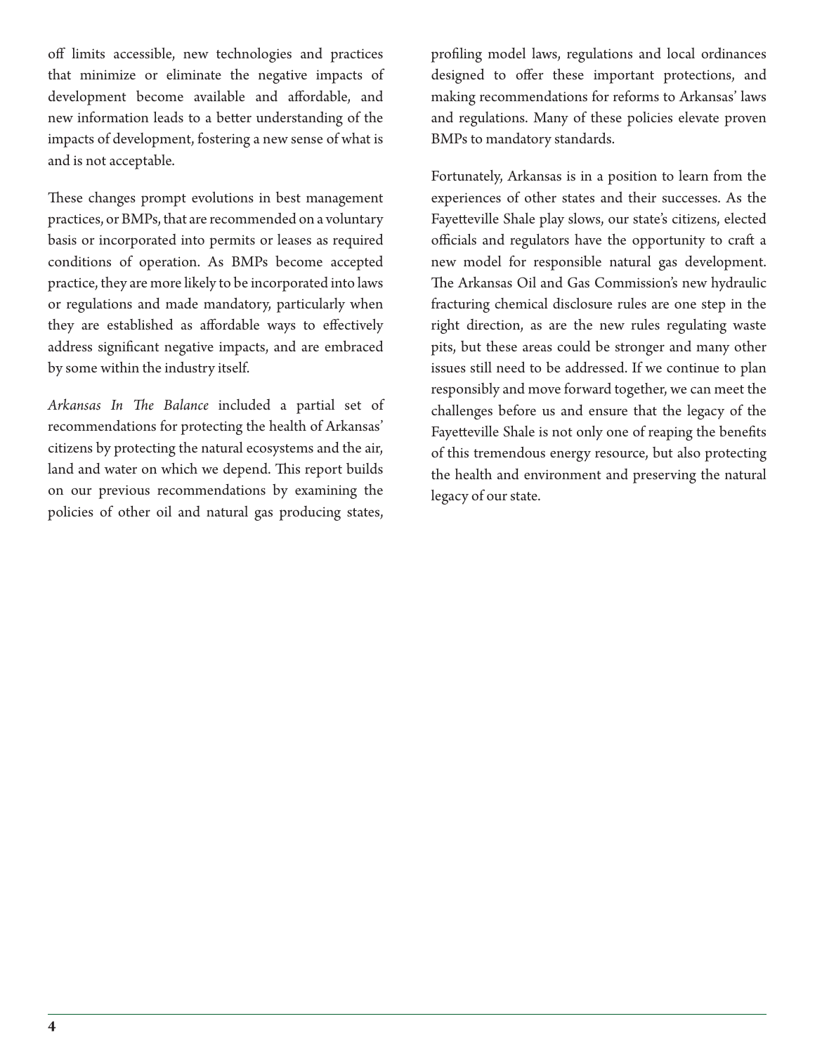off limits accessible, new technologies and practices that minimize or eliminate the negative impacts of development become available and affordable, and new information leads to a better understanding of the impacts of development, fostering a new sense of what is and is not acceptable.

These changes prompt evolutions in best management practices, or BMPs, that are recommended on a voluntary basis or incorporated into permits or leases as required conditions of operation. As BMPs become accepted practice, they are more likely to be incorporated into laws or regulations and made mandatory, particularly when they are established as affordable ways to effectively address significant negative impacts, and are embraced by some within the industry itself.

*Arkansas In The Balance* included a partial set of recommendations for protecting the health of Arkansas' citizens by protecting the natural ecosystems and the air, land and water on which we depend. This report builds on our previous recommendations by examining the policies of other oil and natural gas producing states, profiling model laws, regulations and local ordinances designed to offer these important protections, and making recommendations for reforms to Arkansas' laws and regulations. Many of these policies elevate proven BMPs to mandatory standards.

Fortunately, Arkansas is in a position to learn from the experiences of other states and their successes. As the Fayetteville Shale play slows, our state's citizens, elected officials and regulators have the opportunity to craft a new model for responsible natural gas development. The Arkansas Oil and Gas Commission's new hydraulic fracturing chemical disclosure rules are one step in the right direction, as are the new rules regulating waste pits, but these areas could be stronger and many other issues still need to be addressed. If we continue to plan responsibly and move forward together, we can meet the challenges before us and ensure that the legacy of the Fayetteville Shale is not only one of reaping the benefits of this tremendous energy resource, but also protecting the health and environment and preserving the natural legacy of our state.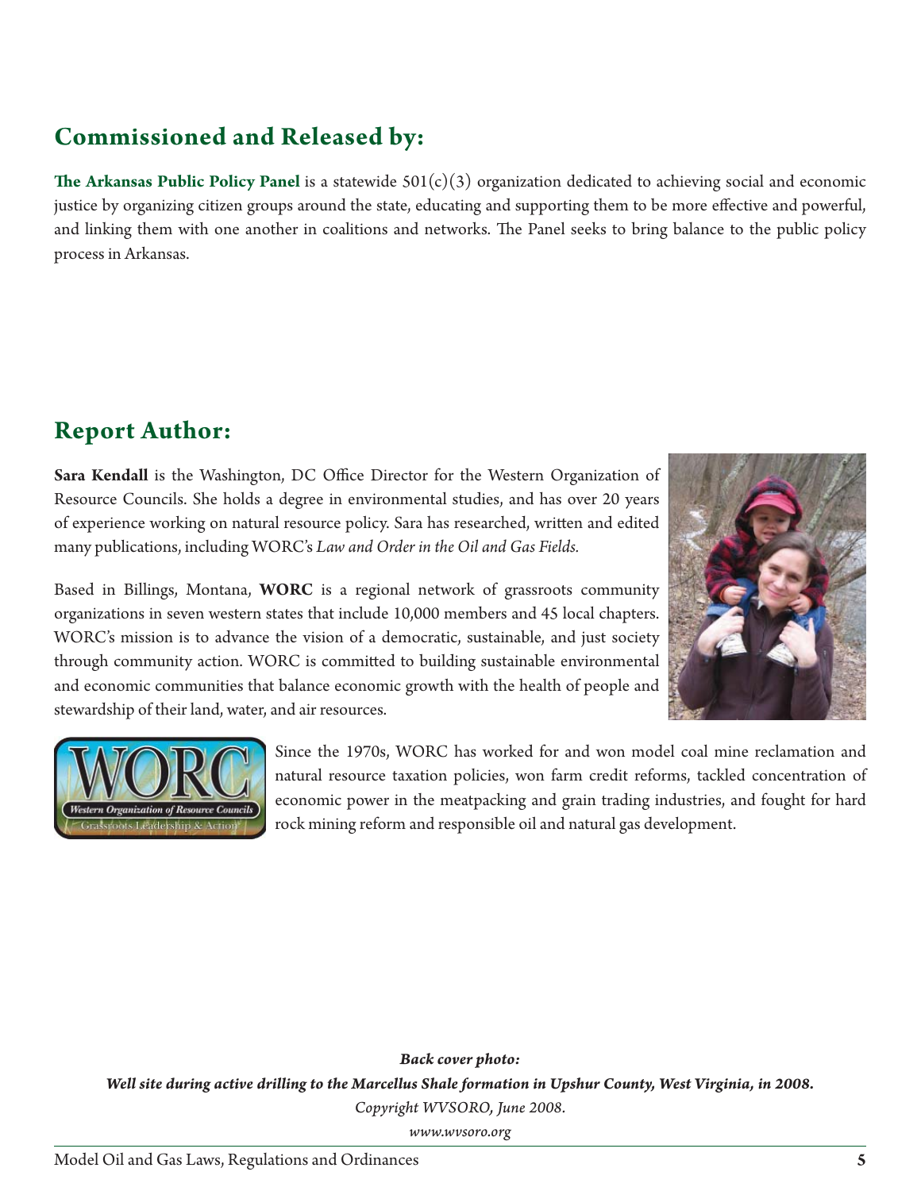## Commissioned and Released by:

**The Arkansas Public Policy Panel** is a statewide 501(c)(3) organization dedicated to achieving social and economic justice by organizing citizen groups around the state, educating and supporting them to be more effective and powerful, and linking them with one another in coalitions and networks. The Panel seeks to bring balance to the public policy process in Arkansas.

## Report Author:

**Sara Kendall** is the Washington, DC Office Director for the Western Organization of Resource Councils. She holds a degree in environmental studies, and has over 20 years of experience working on natural resource policy. Sara has researched, written and edited many publications, including WORC's *Law and Order in the Oil and Gas Fields.*

Based in Billings, Montana, **WORC** is a regional network of grassroots community organizations in seven western states that include 10,000 members and 45 local chapters. WORC's mission is to advance the vision of a democratic, sustainable, and just society through community action. WORC is committed to building sustainable environmental and economic communities that balance economic growth with the health of people and stewardship of their land, water, and air resources.

Since the 1970s, WORC has worked for and won model coal mine reclamation and natural resource taxation policies, won farm credit reforms, tackled concentration of economic power in the meatpacking and grain trading industries, and fought for hard rock mining reform and responsible oil and natural gas development.

***Back cover photo:***

***Well site during active drilling to the Marcellus Shale formation in Upshur County, West Virginia, in 2008.***

*Copyright WVSORO, June 2008.*

*www.wvsoro.org*